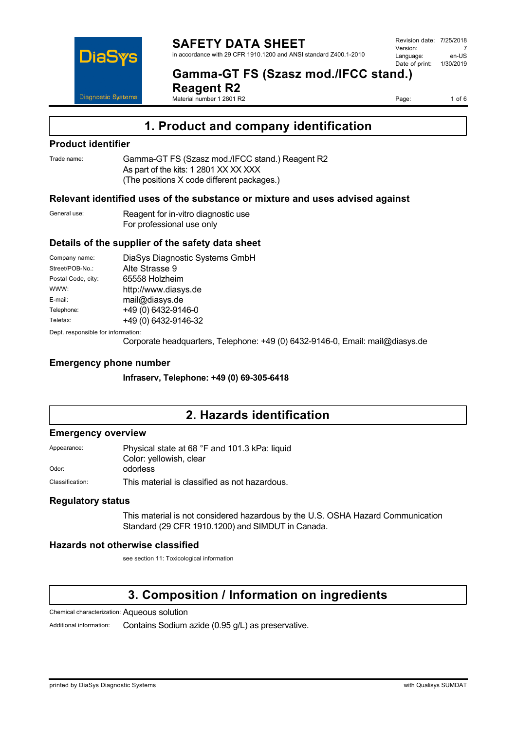# SAFETY DATA SHEET

in accordance with 29 CFR 1910.1200 and ANSI standard Z400.1-2010

Revision date: 7/25/2018
Version: 7
Language: en-US
Date of print: 1/30/2019

## Gamma-GT FS (Szasz mod./IFCC stand.) Reagent R2

Material number 1 2801 R2

## 1. Product and company identification

### Product identifier

Trade name: Gamma-GT FS (Szasz mod./IFCC stand.) Reagent R2
As part of the kits: 1 2801 XX XX XXX
(The positions X code different packages.)

### Relevant identified uses of the substance or mixture and uses advised against

General use: Reagent for in-vitro diagnostic use
For professional use only

### Details of the supplier of the safety data sheet

Company name: DiaSys Diagnostic Systems GmbH
Street/POB-No.: Alte Strasse 9
Postal Code, city: 65558 Holzheim
WWW: http://www.diasys.de
E-mail: mail@diasys.de
Telephone: +49 (0) 6432-9146-0
Telefax: +49 (0) 6432-9146-32

Dept. responsible for information:
Corporate headquarters, Telephone: +49 (0) 6432-9146-0, Email: mail@diasys.de

### Emergency phone number

**Infraserv, Telephone: +49 (0) 69-305-6418**

## 2. Hazards identification

### Emergency overview

Appearance: Physical state at 68 °F and 101.3 kPa: liquid
Color: yellowish, clear
Odor: odorless
Classification: This material is classified as not hazardous.

### Regulatory status

This material is not considered hazardous by the U.S. OSHA Hazard Communication Standard (29 CFR 1910.1200) and SIMDUT in Canada.

### Hazards not otherwise classified

see section 11: Toxicological information

## 3. Composition / Information on ingredients

Chemical characterization: Aqueous solution
Additional information: Contains Sodium azide (0.95 g/L) as preservative.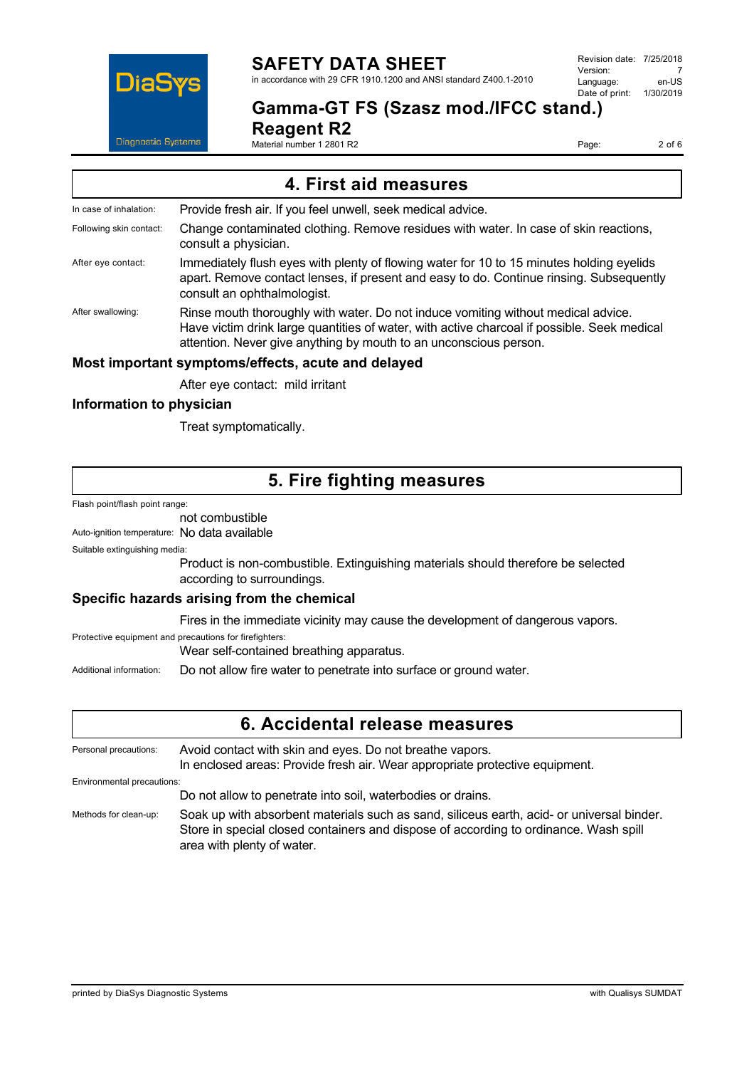## 4. First aid measures

In case of inhalation: Provide fresh air. If you feel unwell, seek medical advice.

Following skin contact: Change contaminated clothing. Remove residues with water. In case of skin reactions, consult a physician.

After eye contact: Immediately flush eyes with plenty of flowing water for 10 to 15 minutes holding eyelids apart. Remove contact lenses, if present and easy to do. Continue rinsing. Subsequently consult an ophthalmologist.

After swallowing: Rinse mouth thoroughly with water. Do not induce vomiting without medical advice. Have victim drink large quantities of water, with active charcoal if possible. Seek medical attention. Never give anything by mouth to an unconscious person.

### Most important symptoms/effects, acute and delayed

After eye contact: mild irritant

### Information to physician

Treat symptomatically.

## 5. Fire fighting measures

Flash point/flash point range:
not combustible

Auto-ignition temperature: No data available

Suitable extinguishing media:
Product is non-combustible. Extinguishing materials should therefore be selected according to surroundings.

### Specific hazards arising from the chemical

Fires in the immediate vicinity may cause the development of dangerous vapors.

Protective equipment and precautions for firefighters:
Wear self-contained breathing apparatus.

Additional information: Do not allow fire water to penetrate into surface or ground water.

## 6. Accidental release measures

Personal precautions: Avoid contact with skin and eyes. Do not breathe vapors.
In enclosed areas: Provide fresh air. Wear appropriate protective equipment.

Environmental precautions:
Do not allow to penetrate into soil, waterbodies or drains.

Methods for clean-up: Soak up with absorbent materials such as sand, siliceus earth, acid- or universal binder. Store in special closed containers and dispose of according to ordinance. Wash spill area with plenty of water.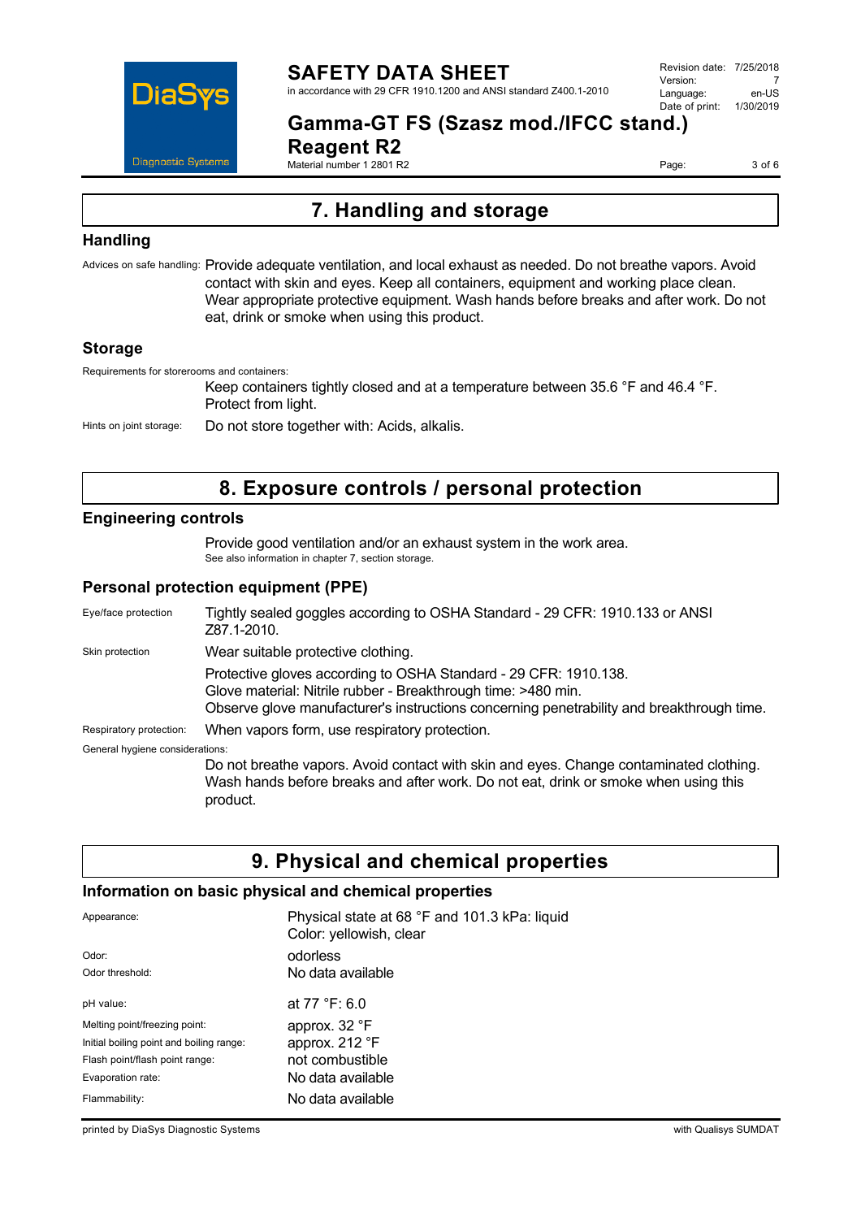# 7. Handling and storage

## Handling

Advices on safe handling: Provide adequate ventilation, and local exhaust as needed. Do not breathe vapors. Avoid contact with skin and eyes. Keep all containers, equipment and working place clean. Wear appropriate protective equipment. Wash hands before breaks and after work. Do not eat, drink or smoke when using this product.

## Storage

Requirements for storerooms and containers:

Keep containers tightly closed and at a temperature between 35.6 °F and 46.4 °F. Protect from light.

Hints on joint storage: Do not store together with: Acids, alkalis.

# 8. Exposure controls / personal protection

## Engineering controls

Provide good ventilation and/or an exhaust system in the work area.
See also information in chapter 7, section storage.

## Personal protection equipment (PPE)

Eye/face protection: Tightly sealed goggles according to OSHA Standard - 29 CFR: 1910.133 or ANSI Z87.1-2010.

Skin protection: Wear suitable protective clothing.

Protective gloves according to OSHA Standard - 29 CFR: 1910.138.
Glove material: Nitrile rubber - Breakthrough time: >480 min.
Observe glove manufacturer's instructions concerning penetrability and breakthrough time.

Respiratory protection: When vapors form, use respiratory protection.

General hygiene considerations:

Do not breathe vapors. Avoid contact with skin and eyes. Change contaminated clothing. Wash hands before breaks and after work. Do not eat, drink or smoke when using this product.

# 9. Physical and chemical properties

## Information on basic physical and chemical properties

| Property | Value |
|---|---|
| Appearance: | Physical state at 68 °F and 101.3 kPa: liquid<br>Color: yellowish, clear |
| Odor: | odorless |
| Odor threshold: | No data available |
| pH value: | at 77 °F: 6.0 |
| Melting point/freezing point: | approx. 32 °F |
| Initial boiling point and boiling range: | approx. 212 °F |
| Flash point/flash point range: | not combustible |
| Evaporation rate: | No data available |
| Flammability: | No data available |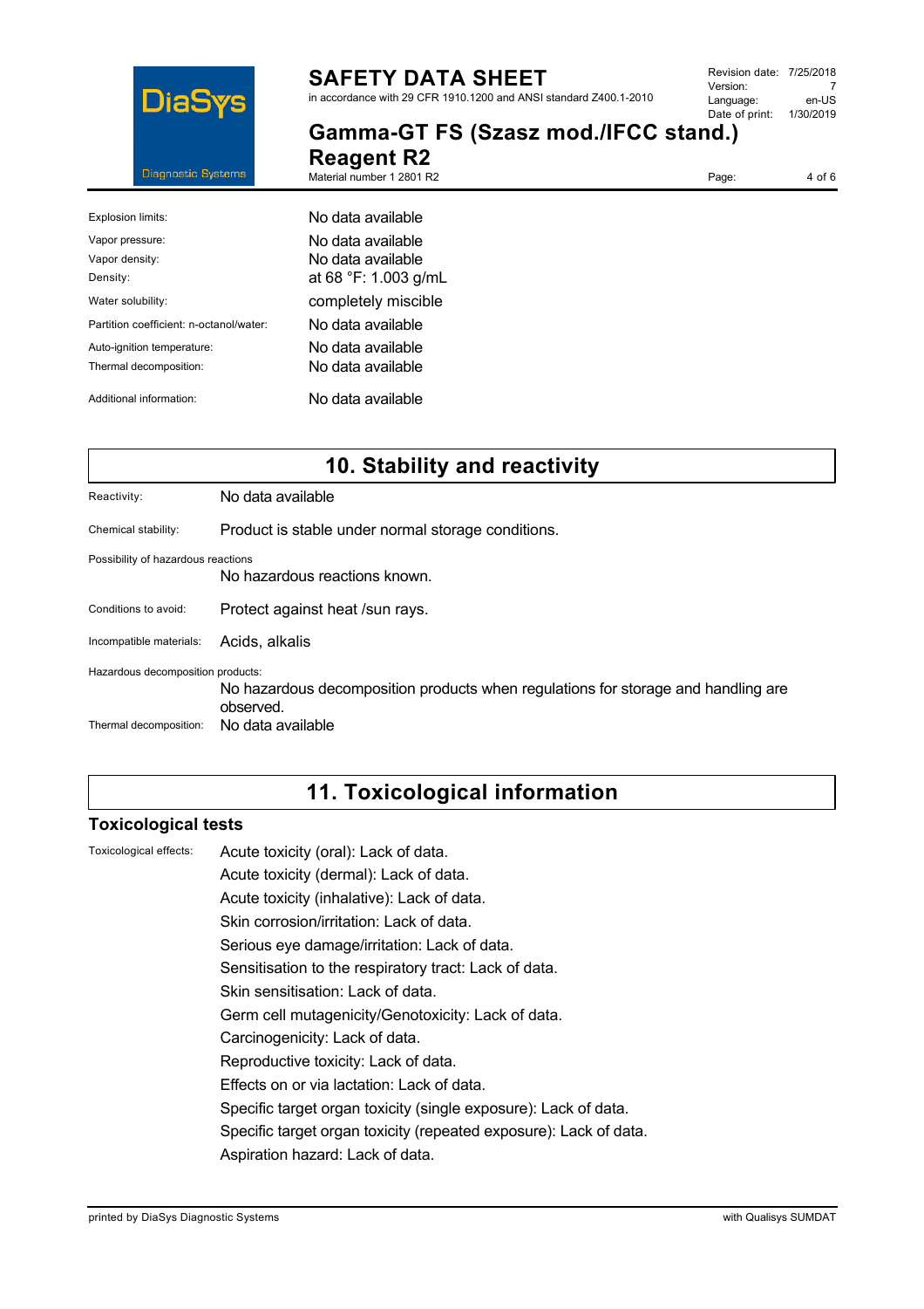| | |
|---|---|
| Explosion limits: | No data available |
| Vapor pressure: | No data available |
| Vapor density: | No data available |
| Density: | at 68 °F: 1.003 g/mL |
| Water solubility: | completely miscible |
| Partition coefficient: n-octanol/water: | No data available |
| Auto-ignition temperature: | No data available |
| Thermal decomposition: | No data available |
| Additional information: | No data available |

# 10. Stability and reactivity

Reactivity: No data available

Chemical stability: Product is stable under normal storage conditions.

Possibility of hazardous reactions

No hazardous reactions known.

Conditions to avoid: Protect against heat /sun rays.

Incompatible materials: Acids, alkalis

Hazardous decomposition products:

No hazardous decomposition products when regulations for storage and handling are observed.

Thermal decomposition: No data available

# 11. Toxicological information

## Toxicological tests

Toxicological effects:

Acute toxicity (oral): Lack of data.

Acute toxicity (dermal): Lack of data.

Acute toxicity (inhalative): Lack of data.

Skin corrosion/irritation: Lack of data.

Serious eye damage/irritation: Lack of data.

Sensitisation to the respiratory tract: Lack of data.

Skin sensitisation: Lack of data.

Germ cell mutagenicity/Genotoxicity: Lack of data.

Carcinogenicity: Lack of data.

Reproductive toxicity: Lack of data.

Effects on or via lactation: Lack of data.

Specific target organ toxicity (single exposure): Lack of data.

Specific target organ toxicity (repeated exposure): Lack of data.

Aspiration hazard: Lack of data.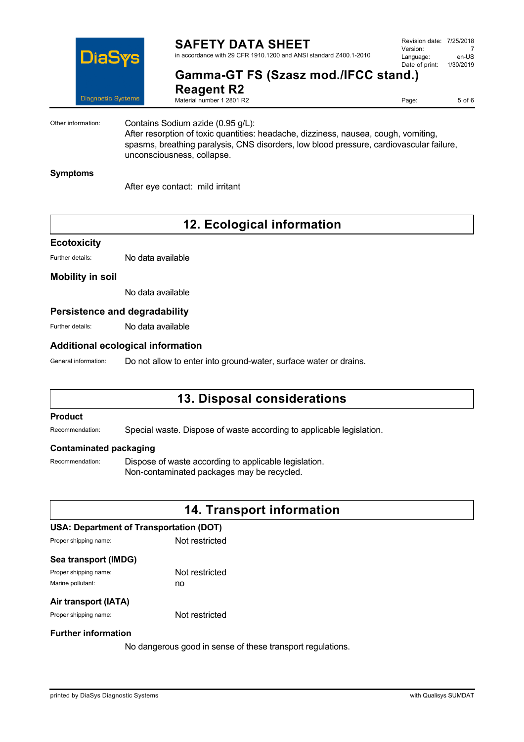Other information: Contains Sodium azide (0.95 g/L):
After resorption of toxic quantities: headache, dizziness, nausea, cough, vomiting, spasms, breathing paralysis, CNS disorders, low blood pressure, cardiovascular failure, unconsciousness, collapse.

### Symptoms

After eye contact: mild irritant

## 12. Ecological information

### Ecotoxicity

Further details: No data available

### Mobility in soil

No data available

### Persistence and degradability

Further details: No data available

### Additional ecological information

General information: Do not allow to enter into ground-water, surface water or drains.

## 13. Disposal considerations

### Product

Recommendation: Special waste. Dispose of waste according to applicable legislation.

### Contaminated packaging

Recommendation: Dispose of waste according to applicable legislation.
Non-contaminated packages may be recycled.

## 14. Transport information

### USA: Department of Transportation (DOT)

Proper shipping name: Not restricted

### Sea transport (IMDG)

Proper shipping name: Not restricted
Marine pollutant: no

### Air transport (IATA)

Proper shipping name: Not restricted

### Further information

No dangerous good in sense of these transport regulations.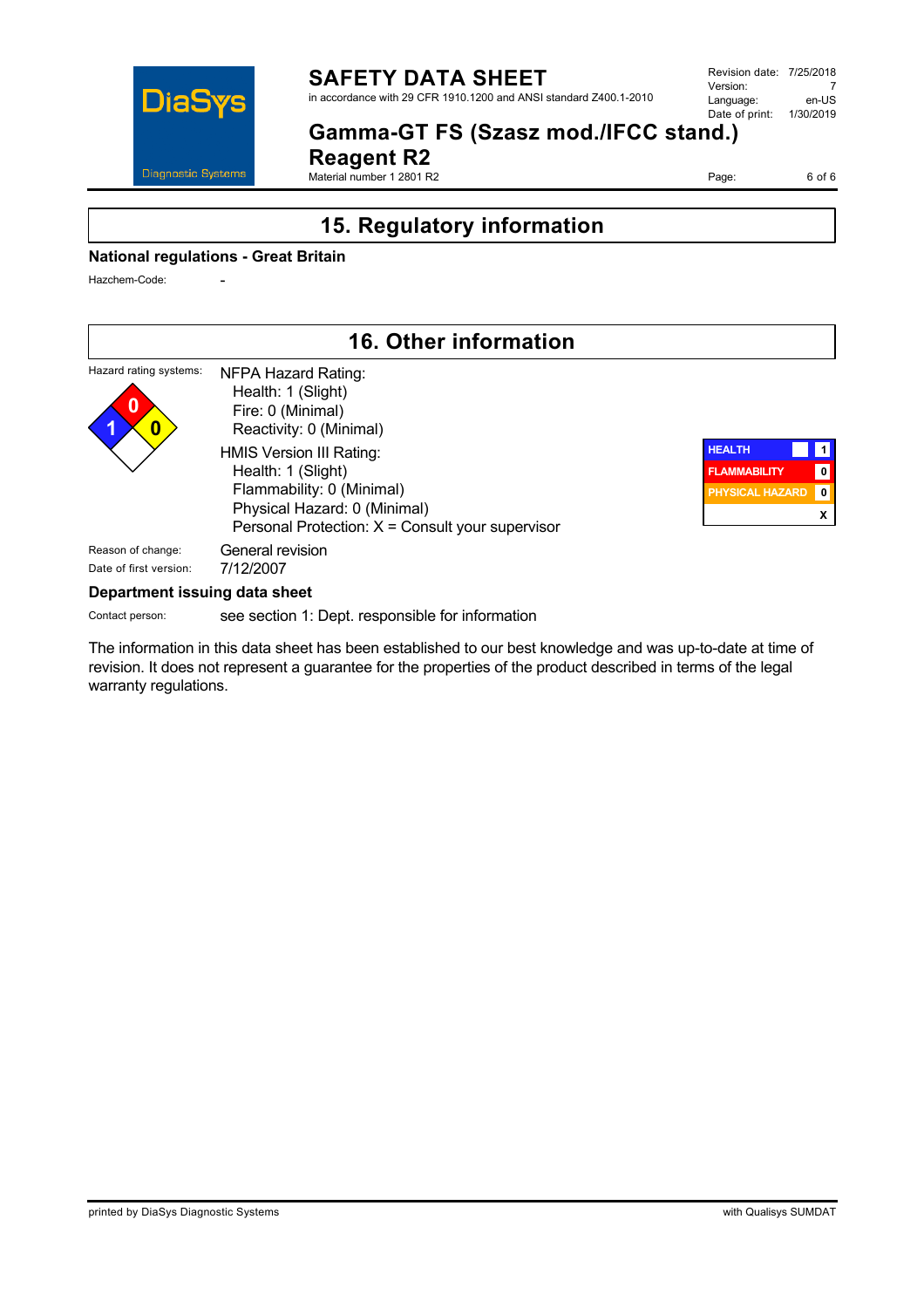## 15. Regulatory information

### National regulations - Great Britain

Hazchem-Code: -

## 16. Other information

Hazard rating systems:

NFPA Hazard Rating:
- Health: 1 (Slight)
- Fire: 0 (Minimal)
- Reactivity: 0 (Minimal)

HMIS Version III Rating:
- Health: 1 (Slight)
- Flammability: 0 (Minimal)
- Physical Hazard: 0 (Minimal)
- Personal Protection: X = Consult your supervisor

| | |
|---|---|
| HEALTH | 1 |
| FLAMMABILITY | 0 |
| PHYSICAL HAZARD | 0 |
| | X |

Reason of change: General revision

Date of first version: 7/12/2007

### Department issuing data sheet

Contact person: see section 1: Dept. responsible for information

The information in this data sheet has been established to our best knowledge and was up-to-date at time of revision. It does not represent a guarantee for the properties of the product described in terms of the legal warranty regulations.